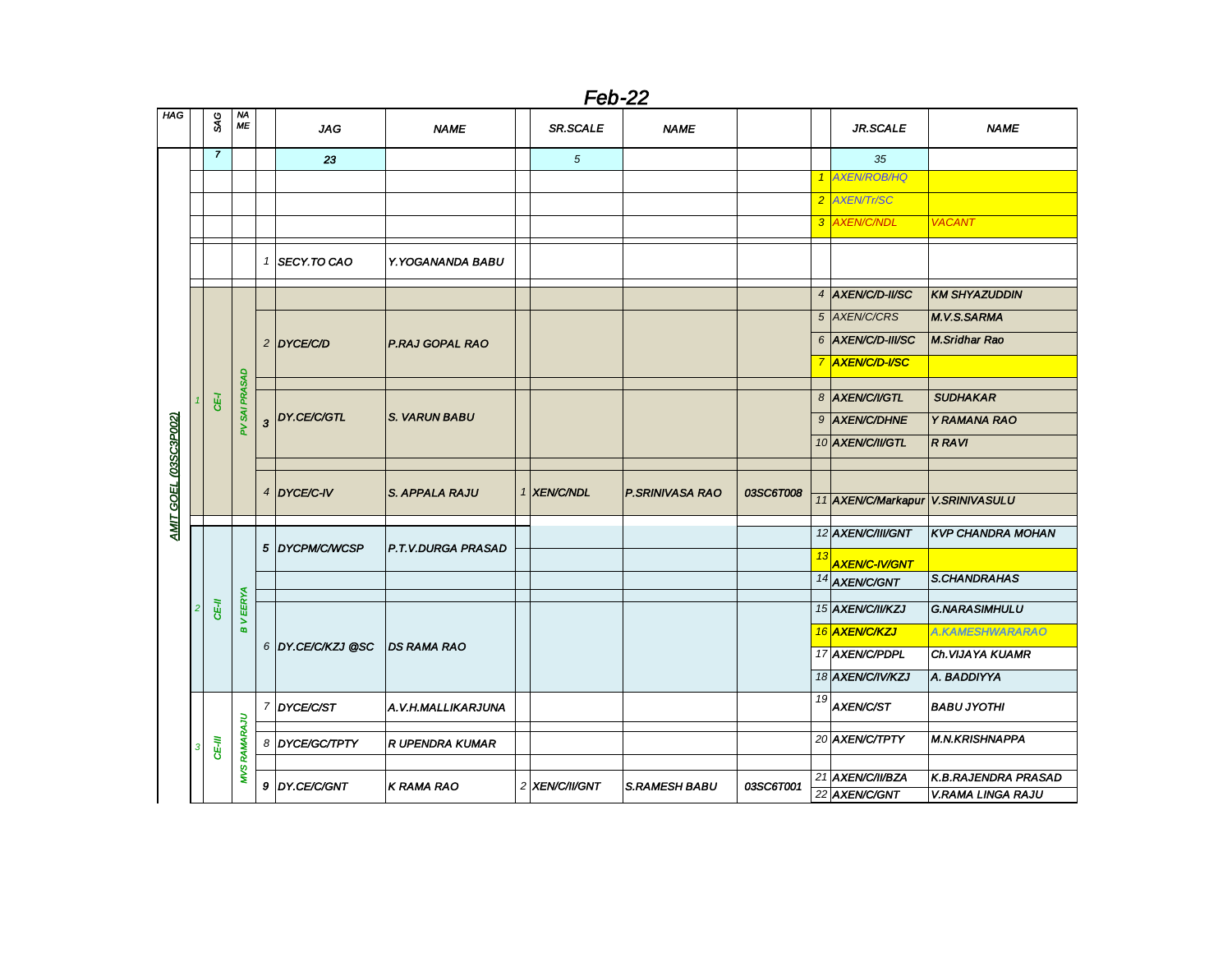# Feb-22

| HAG | | SAG | NAME | | JAG | NAME | | SR.SCALE | NAME | | | JR.SCALE | NAME |
|---|---|---|---|---|---|---|---|---|---|---|---|---|---|
| AMIT GOEL (03SC3P002) | | 7 | | | 23 | | | 5 | | | | 35 | |
| | | | | | | | | | | | 1 | AXEN/ROB/HQ | |
| | | | | | | | | | | | 2 | AXEN/Tr/SC | |
| | | | | | | | | | | | 3 | AXEN/C/NDL | VACANT |
| | | | | 1 | SECY.TO CAO | Y.YOGANANDA BABU | | | | | | | |
| | 1 | CE-I | PV SAI PRASAD | | | | | | | | 4 | AXEN/C/D-II/SC | KM SHYAZUDDIN |
| | | | | 2 | DYCE/C/D | P.RAJ GOPAL RAO | | | | | 5 | AXEN/C/CRS | M.V.S.SARMA |
| | | | | | | | | | | | 6 | AXEN/C/D-III/SC | M.Sridhar Rao |
| | | | | | | | | | | | 7 | AXEN/C/D-I/SC | |
| | | | | 3 | DY.CE/C/GTL | S. VARUN BABU | | | | | 8 | AXEN/C/I/GTL | SUDHAKAR |
| | | | | | | | | | | | 9 | AXEN/C/DHNE | Y RAMANA RAO |
| | | | | | | | | | | | 10 | AXEN/C/II/GTL | R RAVI |
| | | | | 4 | DYCE/C-IV | S. APPALA RAJU | 1 | XEN/C/NDL | P.SRINIVASA RAO | 03SC6T008 | 11 | AXEN/C/Markapur | V.SRINIVASULU |
| | 2 | CE-II | B V EERYA | 5 | DYCPM/C/WCSP | P.T.V.DURGA PRASAD | | | | | 12 | AXEN/C/III/GNT | KVP CHANDRA MOHAN |
| | | | | | | | | | | | 13 | AXEN/C-IV/GNT | |
| | | | | | | | | | | | 14 | AXEN/C/GNT | S.CHANDRAHAS |
| | | | | 6 | DY.CE/C/KZJ @SC | DS RAMA RAO | | | | | 15 | AXEN/C/II/KZJ | G.NARASIMHULU |
| | | | | | | | | | | | 16 | AXEN/C/KZJ | A.KAMESHWARARAO |
| | | | | | | | | | | | 17 | AXEN/C/PDPL | Ch.VIJAYA KUAMR |
| | | | | | | | | | | | 18 | AXEN/C/IV/KZJ | A. BADDIYYA |
| | 3 | CE-III | MVS RAMARAJU | 7 | DYCE/C/ST | A.V.H.MALLIKARJUNA | | | | | 19 | AXEN/C/ST | BABU JYOTHI |
| | | | | 8 | DYCE/GC/TPTY | R UPENDRA KUMAR | | | | | 20 | AXEN/C/TPTY | M.N.KRISHNAPPA |
| | | | | 9 | DY.CE/C/GNT | K RAMA RAO | 2 | XEN/C/II/GNT | S.RAMESH BABU | 03SC6T001 | 21 | AXEN/C/II/BZA | K.B.RAJENDRA PRASAD |
| | | | | | | | | | | | 22 | AXEN/C/GNT | V.RAMA LINGA RAJU |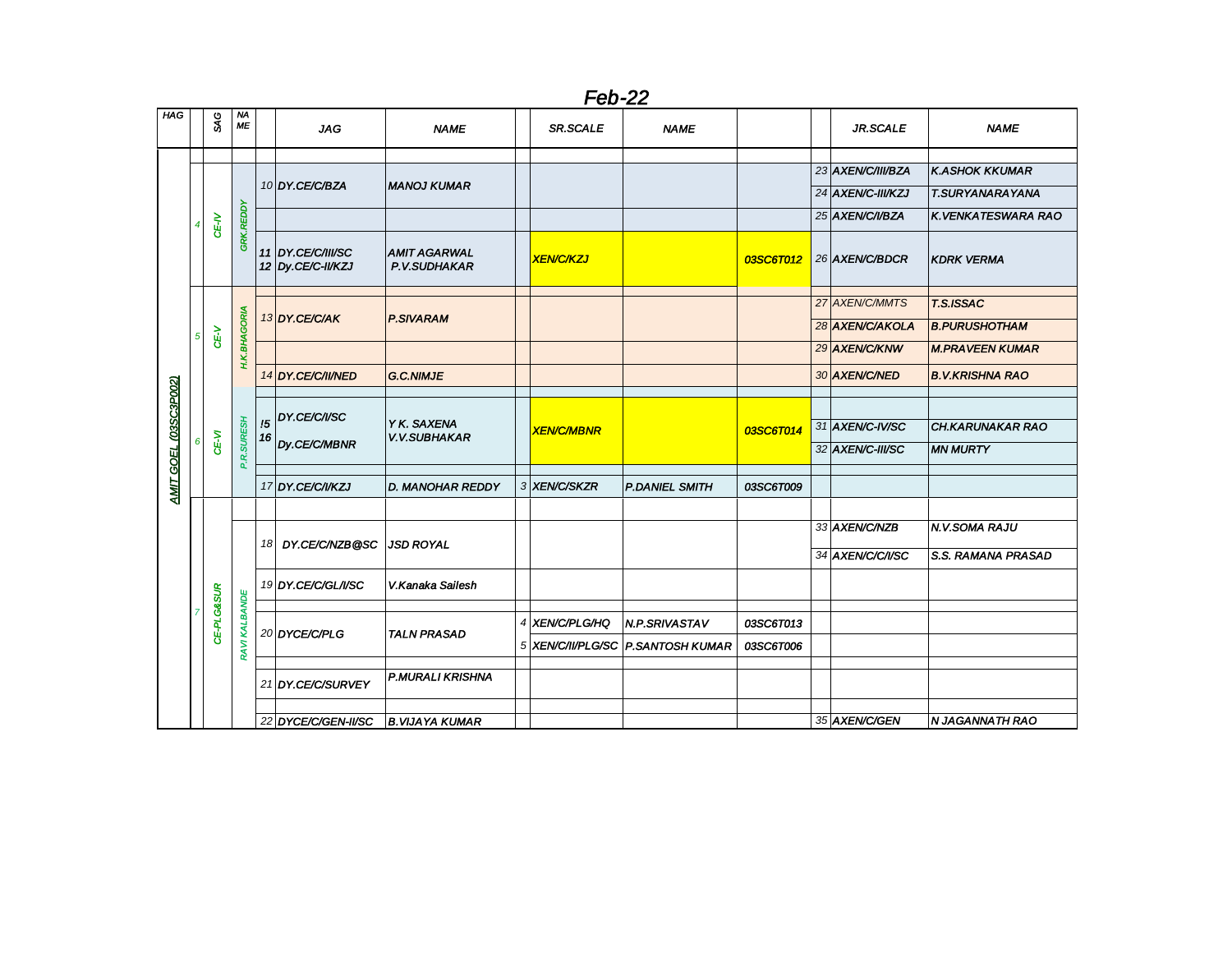# Feb-22

| HAG | | SAG | NAME | | JAG | NAME | | SR.SCALE | NAME | | | JR.SCALE | NAME |
|---|---|---|---|---|---|---|---|---|---|---|---|---|---|
| AMIT GOEL (03SC3P002) | 4 | CE-IV | GRK.REDDY | 10 | DY.CE/C/BZA | MANOJ KUMAR | | | | | 23 | AXEN/C/III/BZA | K.ASHOK KKUMAR |
| | | | | | | | | | | | 24 | AXEN/C-III/KZJ | T.SURYANARAYANA |
| | | | | | | | | | | | 25 | AXEN/C/I/BZA | K.VENKATESWARA RAO |
| | | | | 11<br>12 | DY.CE/C/III/SC<br>Dy.CE/C-II/KZJ | AMIT AGARWAL<br>P.V.SUDHAKAR | | XEN/C/KZJ | | 03SC6T012 | 26 | AXEN/C/BDCR | KDRK VERMA |
| | 5 | CE-V | H.K.BHAGORIA | 13 | DY.CE/C/AK | P.SIVARAM | | | | | 27 | AXEN/C/MMTS | T.S.ISSAC |
| | | | | | | | | | | | 28 | AXEN/C/AKOLA | B.PURUSHOTHAM |
| | | | | | | | | | | | 29 | AXEN/C/KNW | M.PRAVEEN KUMAR |
| | | | | 14 | DY.CE/C/II/NED | G.C.NIMJE | | | | | 30 | AXEN/C/NED | B.V.KRISHNA RAO |
| | 6 | CE-VI | P.R.SURESH | !5<br>16 | DY.CE/C/I/SC<br>Dy.CE/C/MBNR | Y K. SAXENA<br>V.V.SUBHAKAR | | XEN/C/MBNR | | 03SC6T014 | 31 | AXEN/C-IV/SC | CH.KARUNAKAR RAO |
| | | | | | | | | | | | 32 | AXEN/C-III/SC | MN MURTY |
| | | | | 17 | DY.CE/C/I/KZJ | D. MANOHAR REDDY | 3 | XEN/C/SKZR | P.DANIEL SMITH | 03SC6T009 | | | |
| | 7 | CE-PLG&SUR | RAVI KALBANDE | 18 | DY.CE/C/NZB@SC | JSD ROYAL | | | | | 33 | AXEN/C/NZB | N.V.SOMA RAJU |
| | | | | | | | | | | | 34 | AXEN/C/C/I/SC | S.S. RAMANA PRASAD |
| | | | | 19 | DY.CE/C/GL/I/SC | V.Kanaka Sailesh | | | | | | | |
| | | | | 20 | DYCE/C/PLG | TALN PRASAD | 4 | XEN/C/PLG/HQ | N.P.SRIVASTAV | 03SC6T013 | | | |
| | | | | | | | 5 | XEN/C/II/PLG/SC | P.SANTOSH KUMAR | 03SC6T006 | | | |
| | | | | 21 | DY.CE/C/SURVEY | P.MURALI KRISHNA | | | | | | | |
| | | | | 22 | DYCE/C/GEN-II/SC | B.VIJAYA KUMAR | | | | | 35 | AXEN/C/GEN | N JAGANNATH RAO |